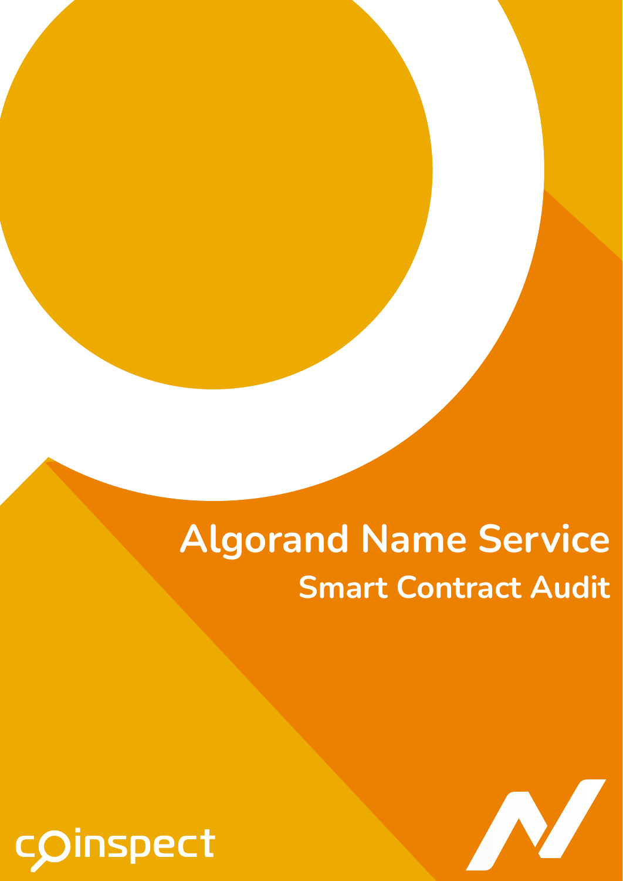# Algorand Name Service

## Smart Contract Audit

coinspect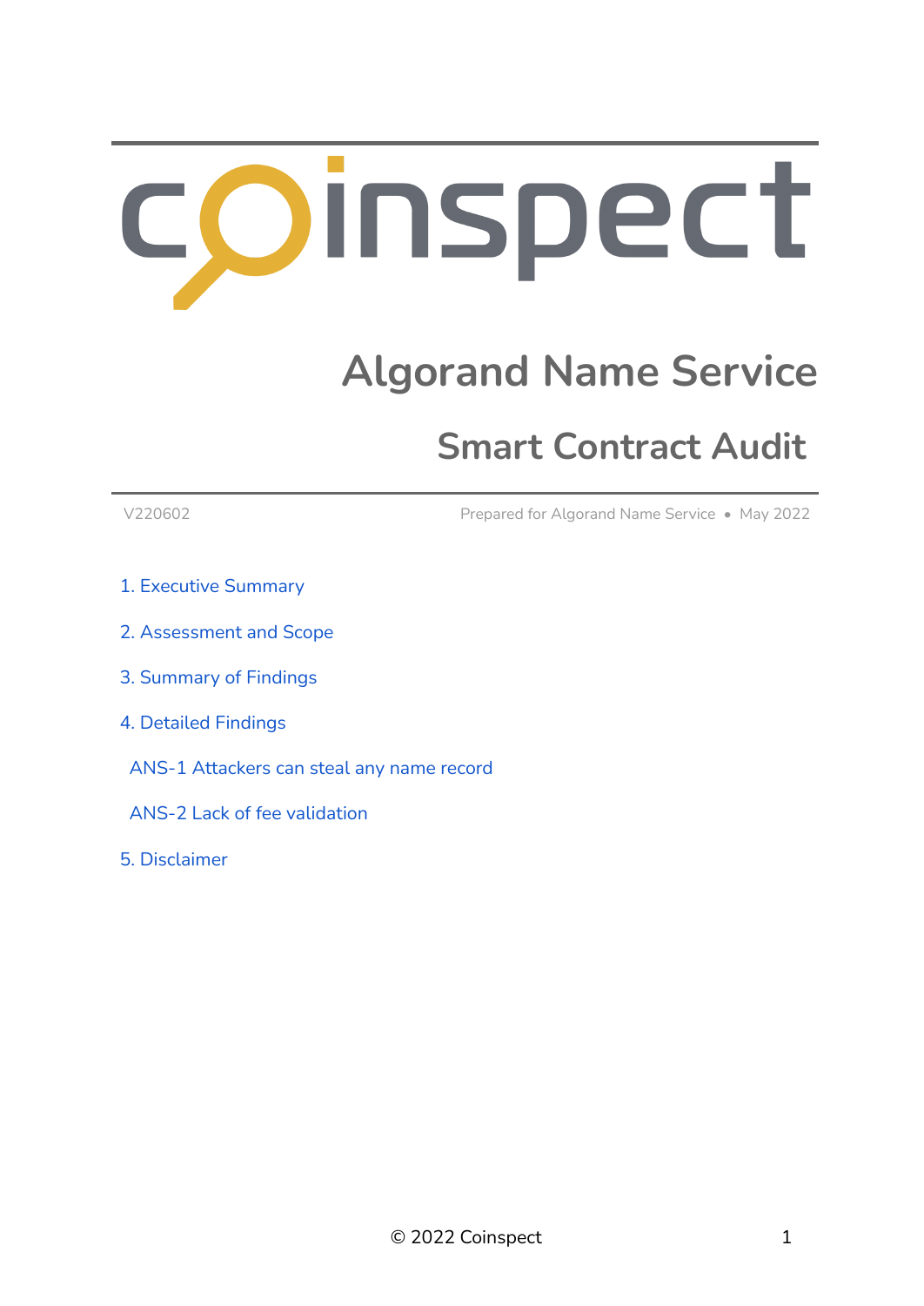# Algorand Name Service

## Smart Contract Audit

V220602

Prepared for Algorand Name Service • May 2022

1. Executive Summary
2. Assessment and Scope
3. Summary of Findings
4. Detailed Findings
   - ANS-1 Attackers can steal any name record
   - ANS-2 Lack of fee validation
5. Disclaimer

© 2022 Coinspect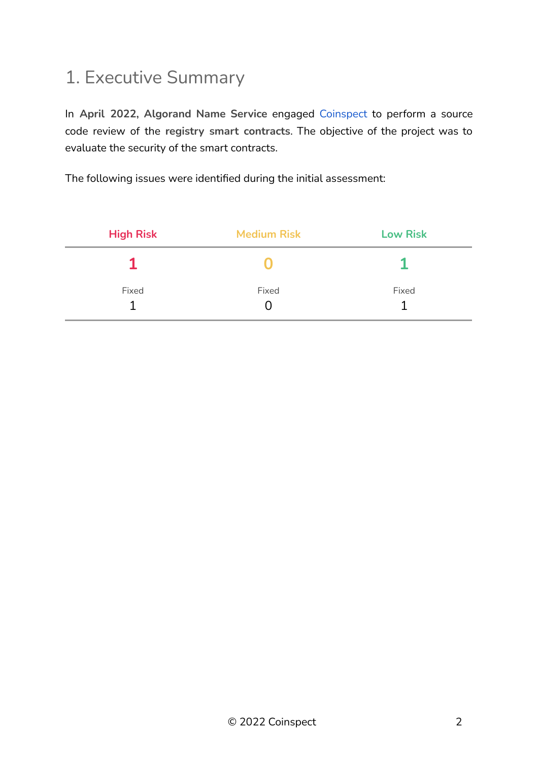# 1. Executive Summary

In **April 2022, Algorand Name Service** engaged Coinspect to perform a source code review of the **registry smart contracts**. The objective of the project was to evaluate the security of the smart contracts.

The following issues were identified during the initial assessment:

| High Risk | Medium Risk | Low Risk |
|---|---|---|
| **1** | **0** | **1** |
| Fixed<br>1 | Fixed<br>0 | Fixed<br>1 |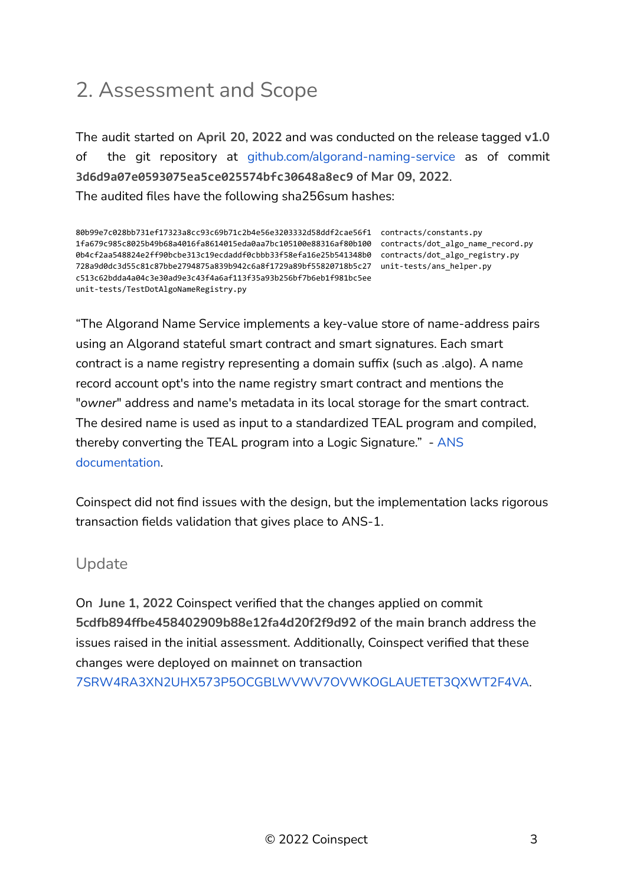# 2. Assessment and Scope

The audit started on **April 20, 2022** and was conducted on the release tagged **v1.0** of the git repository at [github.com/algorand-naming-service](github.com/algorand-naming-service) as of commit **3d6d9a07e0593075ea5ce025574bfc30648a8ec9** of **Mar 09, 2022**.
The audited files have the following sha256sum hashes:

```
80b99e7c028bb731ef17323a8cc93c69b71c2b4e56e3203332d58ddf2cae56f1  contracts/constants.py
1fa679c985c8025b49b68a4016fa8614015eda0aa7bc105100e88316af80b100  contracts/dot_algo_name_record.py
0b4cf2aa548824e2ff90bcbe313c19ecdaddf0cbbb33f58efa16e25b541348b0  contracts/dot_algo_registry.py
728a9d0dc3d55c81c87bbe2794875a839b942c6a8f1729a89bf55820718b5c27  unit-tests/ans_helper.py
c513c62bdda4a04c3e30ad9e3c43f4a6af113f35a93b256bf7b6eb1f981bc5ee
unit-tests/TestDotAlgoNameRegistry.py
```

"The Algorand Name Service implements a key-value store of name-address pairs using an Algorand stateful smart contract and smart signatures. Each smart contract is a name registry representing a domain suffix (such as .algo). A name record account opt's into the name registry smart contract and mentions the "*owner*" address and name's metadata in its local storage for the smart contract. The desired name is used as input to a standardized TEAL program and compiled, thereby converting the TEAL program into a Logic Signature." - ANS documentation.

Coinspect did not find issues with the design, but the implementation lacks rigorous transaction fields validation that gives place to ANS-1.

## Update

On **June 1, 2022** Coinspect verified that the changes applied on commit **5cdfb894ffbe458402909b88e12fa4d20f2f9d92** of the **main** branch address the issues raised in the initial assessment. Additionally, Coinspect verified that these changes were deployed on **mainnet** on transaction 7SRW4RA3XN2UHX573P5OCGBLWVWV7OVWKOGLAUETET3QXWT2F4VA.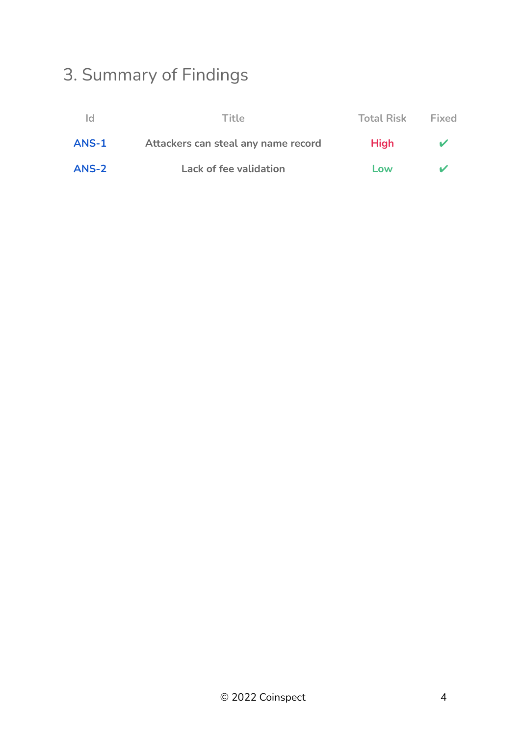# 3. Summary of Findings

| Id | Title | Total Risk | Fixed |
|---|---|---|---|
| ANS-1 | Attackers can steal any name record | High | ✔ |
| ANS-2 | Lack of fee validation | Low | ✔ |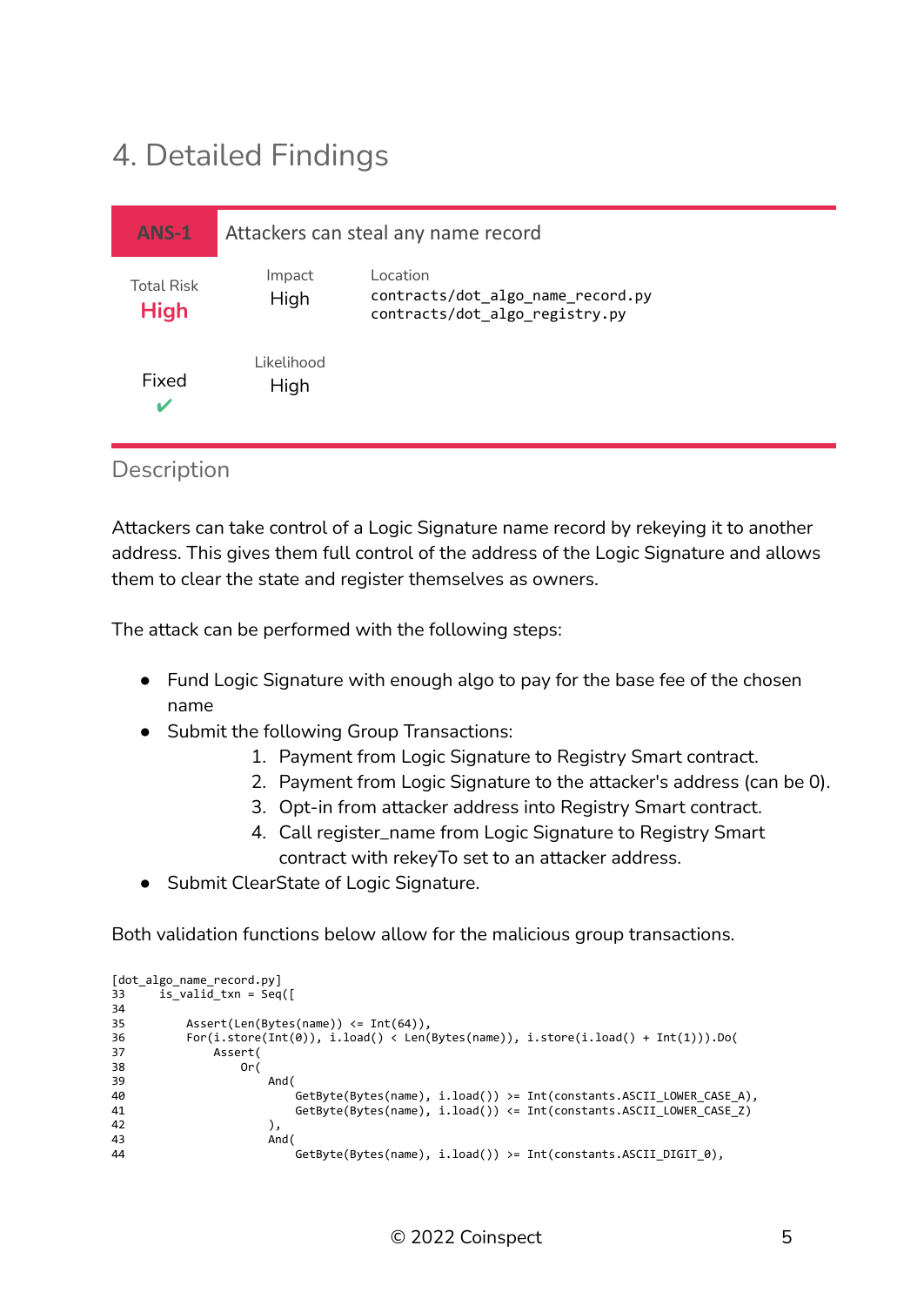# 4. Detailed Findings

| ANS-1 | Attackers can steal any name record | |
|---|---|---|
| Total Risk **High** | Impact High | Location `contracts/dot_algo_name_record.py` `contracts/dot_algo_registry.py` |
| Fixed ✔ | Likelihood High | |

## Description

Attackers can take control of a Logic Signature name record by rekeying it to another address. This gives them full control of the address of the Logic Signature and allows them to clear the state and register themselves as owners.

The attack can be performed with the following steps:

- Fund Logic Signature with enough algo to pay for the base fee of the chosen name
- Submit the following Group Transactions:
    1. Payment from Logic Signature to Registry Smart contract.
    2. Payment from Logic Signature to the attacker's address (can be 0).
    3. Opt-in from attacker address into Registry Smart contract.
    4. Call register_name from Logic Signature to Registry Smart contract with rekeyTo set to an attacker address.
- Submit ClearState of Logic Signature.

Both validation functions below allow for the malicious group transactions.

```
[dot_algo_name_record.py]
33     is_valid_txn = Seq([
34
35         Assert(Len(Bytes(name)) <= Int(64)),
36         For(i.store(Int(0)), i.load() < Len(Bytes(name)), i.store(i.load() + Int(1))).Do(
37             Assert(
38                 Or(
39                     And(
40                         GetByte(Bytes(name), i.load()) >= Int(constants.ASCII_LOWER_CASE_A),
41                         GetByte(Bytes(name), i.load()) <= Int(constants.ASCII_LOWER_CASE_Z)
42                     ),
43                     And(
44                         GetByte(Bytes(name), i.load()) >= Int(constants.ASCII_DIGIT_0),
```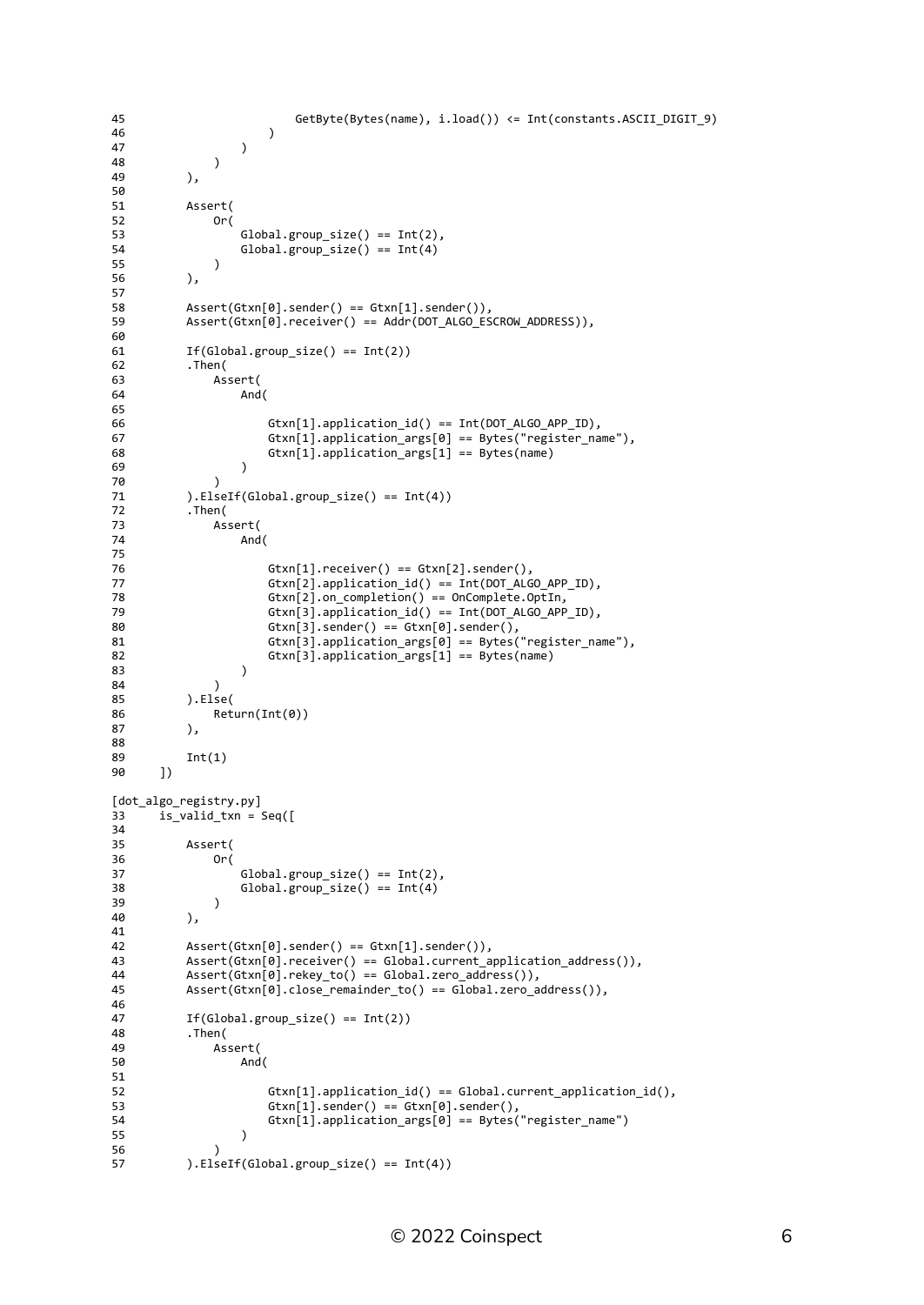```
45                          GetByte(Bytes(name), i.load()) <= Int(constants.ASCII_DIGIT_9)
46                      )
47                  )
48              )
49          ),
50
51          Assert(
52              Or(
53                  Global.group_size() == Int(2),
54                  Global.group_size() == Int(4)
55              )
56          ),
57
58          Assert(Gtxn[0].sender() == Gtxn[1].sender()),
59          Assert(Gtxn[0].receiver() == Addr(DOT_ALGO_ESCROW_ADDRESS)),
60
61          If(Global.group_size() == Int(2))
62          .Then(
63              Assert(
64                  And(
65
66                      Gtxn[1].application_id() == Int(DOT_ALGO_APP_ID),
67                      Gtxn[1].application_args[0] == Bytes("register_name"),
68                      Gtxn[1].application_args[1] == Bytes(name)
69                  )
70              )
71          ).ElseIf(Global.group_size() == Int(4))
72          .Then(
73              Assert(
74                  And(
75
76                      Gtxn[1].receiver() == Gtxn[2].sender(),
77                      Gtxn[2].application_id() == Int(DOT_ALGO_APP_ID),
78                      Gtxn[2].on_completion() == OnComplete.OptIn,
79                      Gtxn[3].application_id() == Int(DOT_ALGO_APP_ID),
80                      Gtxn[3].sender() == Gtxn[0].sender(),
81                      Gtxn[3].application_args[0] == Bytes("register_name"),
82                      Gtxn[3].application_args[1] == Bytes(name)
83                  )
84              )
85          ).Else(
86              Return(Int(0))
87          ),
88
89          Int(1)
90      ])
```

[dot_algo_registry.py]

```
33      is_valid_txn = Seq([
34
35          Assert(
36              Or(
37                  Global.group_size() == Int(2),
38                  Global.group_size() == Int(4)
39              )
40          ),
41
42          Assert(Gtxn[0].sender() == Gtxn[1].sender()),
43          Assert(Gtxn[0].receiver() == Global.current_application_address()),
44          Assert(Gtxn[0].rekey_to() == Global.zero_address()),
45          Assert(Gtxn[0].close_remainder_to() == Global.zero_address()),
46
47          If(Global.group_size() == Int(2))
48          .Then(
49              Assert(
50                  And(
51
52                      Gtxn[1].application_id() == Global.current_application_id(),
53                      Gtxn[1].sender() == Gtxn[0].sender(),
54                      Gtxn[1].application_args[0] == Bytes("register_name")
55                  )
56              )
57          ).ElseIf(Global.group_size() == Int(4))
```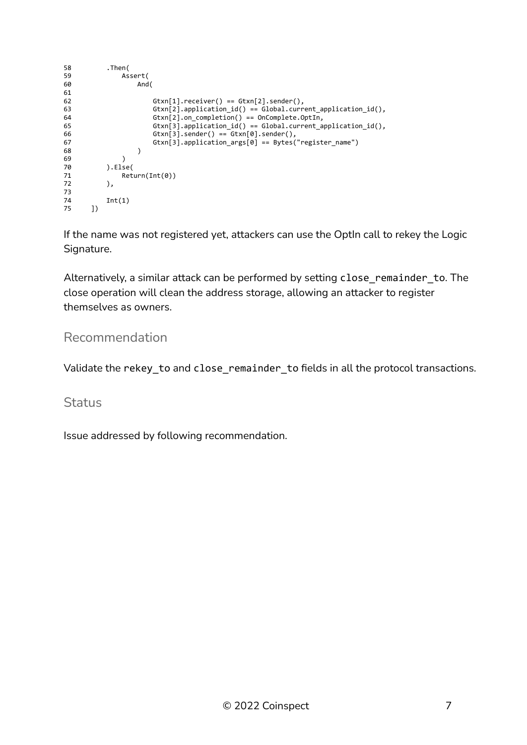```
58        .Then(
59            Assert(
60                And(
61
62                    Gtxn[1].receiver() == Gtxn[2].sender(),
63                    Gtxn[2].application_id() == Global.current_application_id(),
64                    Gtxn[2].on_completion() == OnComplete.OptIn,
65                    Gtxn[3].application_id() == Global.current_application_id(),
66                    Gtxn[3].sender() == Gtxn[0].sender(),
67                    Gtxn[3].application_args[0] == Bytes("register_name")
68                )
69            )
70        ).Else(
71            Return(Int(0))
72        ),
73
74        Int(1)
75    ])
```

If the name was not registered yet, attackers can use the OptIn call to rekey the Logic Signature.

Alternatively, a similar attack can be performed by setting close_remainder_to. The close operation will clean the address storage, allowing an attacker to register themselves as owners.

## Recommendation

Validate the rekey_to and close_remainder_to fields in all the protocol transactions.

## Status

Issue addressed by following recommendation.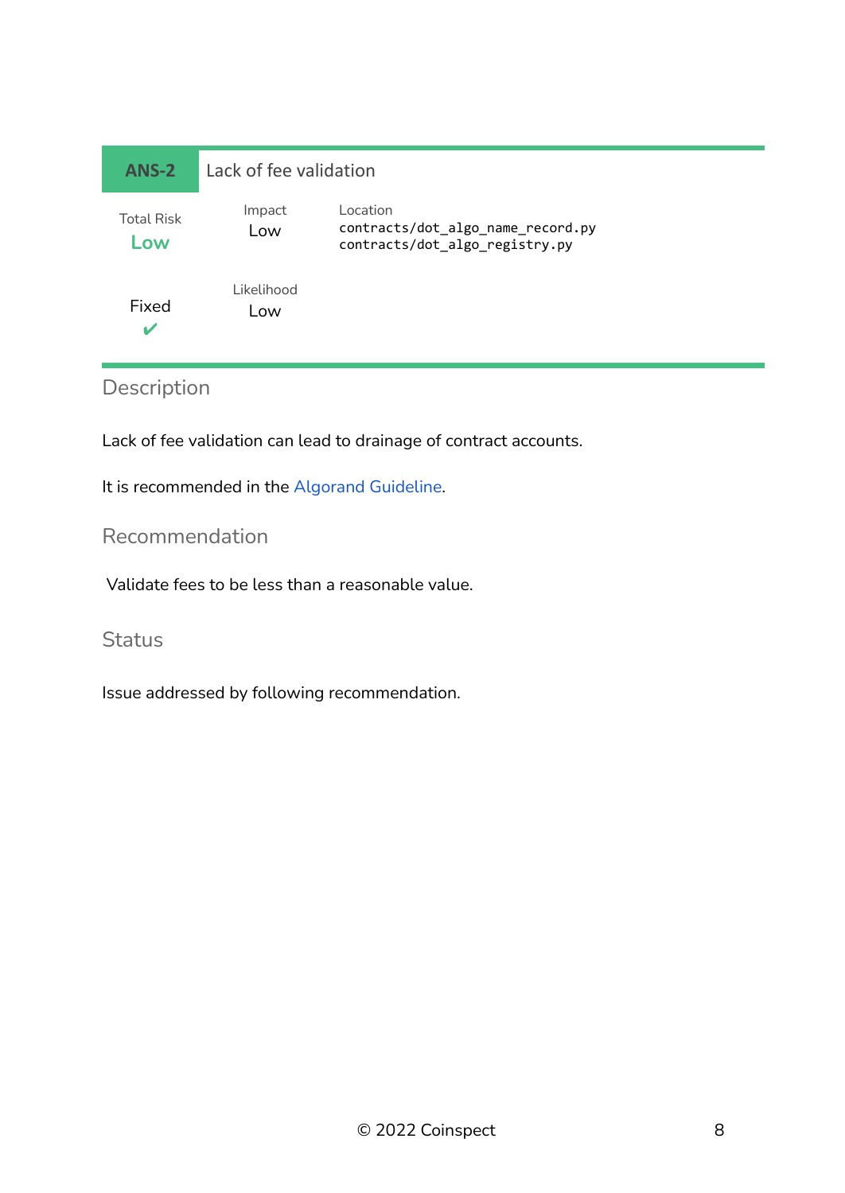## ANS-2 Lack of fee validation

| Total Risk | Impact | Location |
| --- | --- | --- |
| Low | Low | `contracts/dot_algo_name_record.py` `contracts/dot_algo_registry.py` |
| Fixed ✔ | Likelihood Low | |

### Description

Lack of fee validation can lead to drainage of contract accounts.

It is recommended in the Algorand Guideline.

### Recommendation

Validate fees to be less than a reasonable value.

### Status

Issue addressed by following recommendation.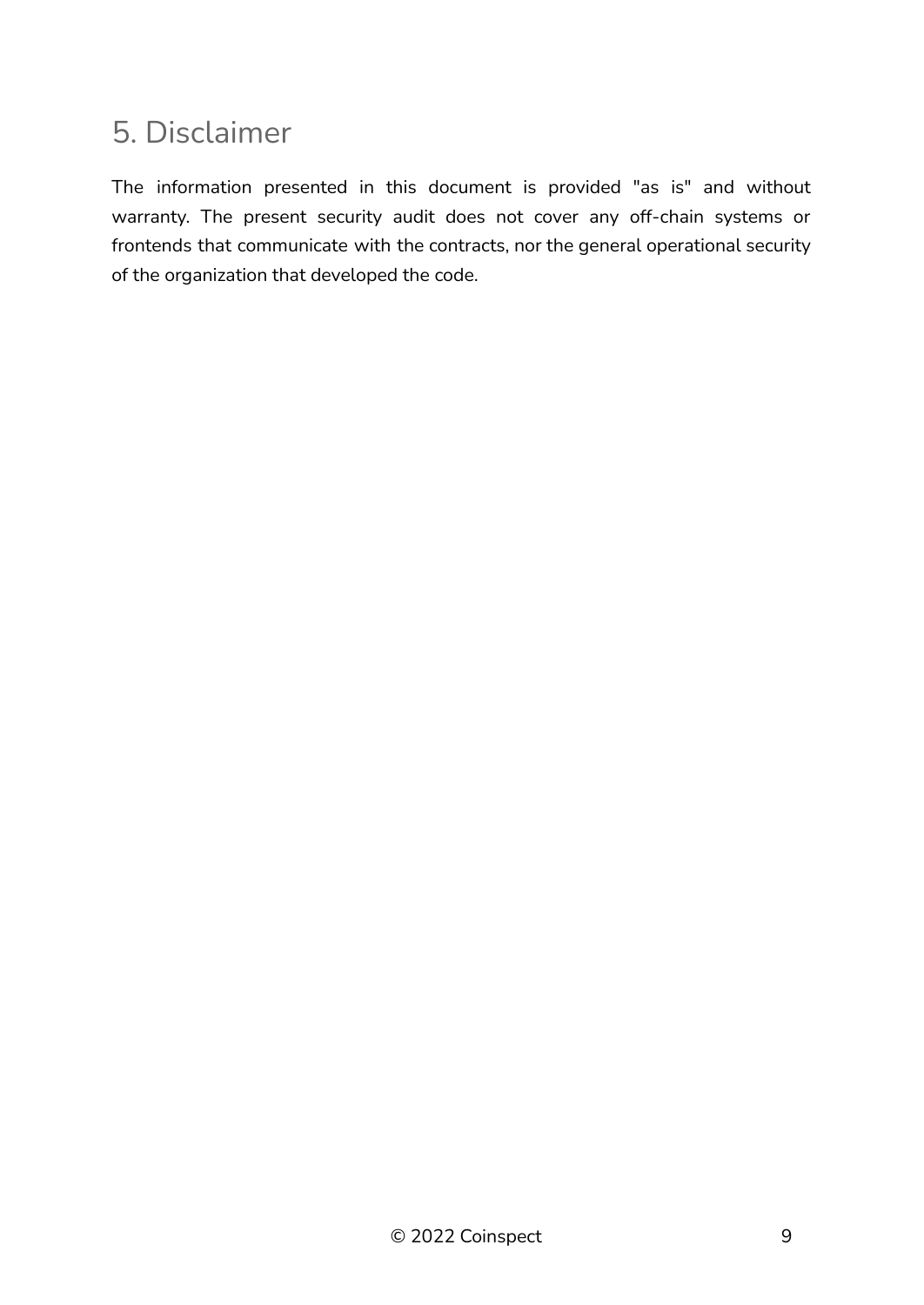## 5. Disclaimer

The information presented in this document is provided "as is" and without warranty. The present security audit does not cover any off-chain systems or frontends that communicate with the contracts, nor the general operational security of the organization that developed the code.